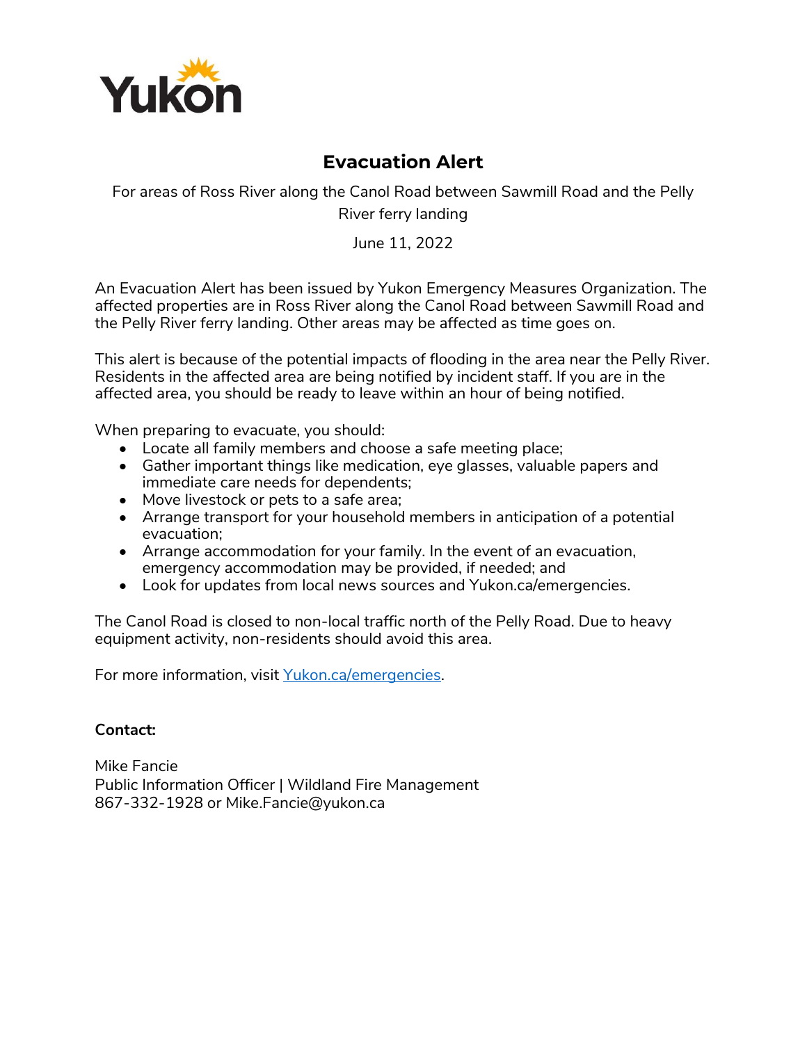Yukon

# Evacuation Alert

For areas of Ross River along the Canol Road between Sawmill Road and the Pelly River ferry landing

June 11, 2022

An Evacuation Alert has been issued by Yukon Emergency Measures Organization. The affected properties are in Ross River along the Canol Road between Sawmill Road and the Pelly River ferry landing. Other areas may be affected as time goes on.

This alert is because of the potential impacts of flooding in the area near the Pelly River. Residents in the affected area are being notified by incident staff. If you are in the affected area, you should be ready to leave within an hour of being notified.

When preparing to evacuate, you should:

- Locate all family members and choose a safe meeting place;
- Gather important things like medication, eye glasses, valuable papers and immediate care needs for dependents;
- Move livestock or pets to a safe area;
- Arrange transport for your household members in anticipation of a potential evacuation;
- Arrange accommodation for your family. In the event of an evacuation, emergency accommodation may be provided, if needed; and
- Look for updates from local news sources and Yukon.ca/emergencies.

The Canol Road is closed to non-local traffic north of the Pelly Road. Due to heavy equipment activity, non-residents should avoid this area.

For more information, visit [Yukon.ca/emergencies](https://yukon.ca/emergencies).

**Contact:**

Mike Fancie
Public Information Officer | Wildland Fire Management
867-332-1928 or Mike.Fancie@yukon.ca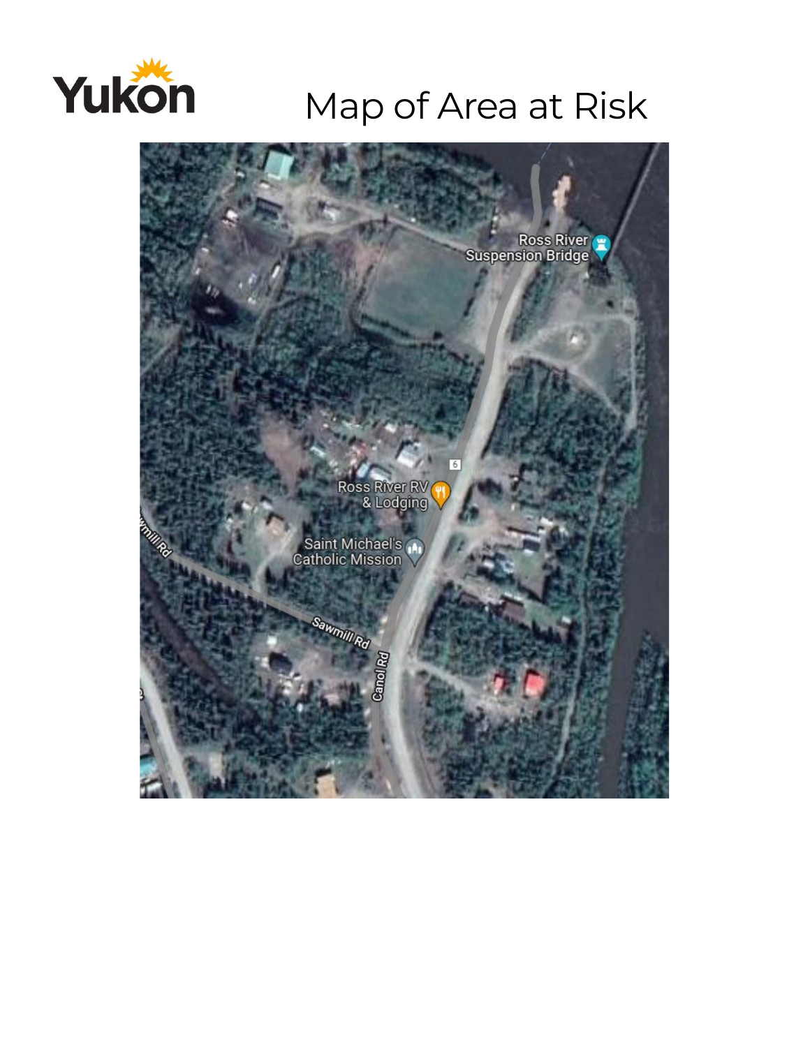# Map of Area at Risk

Ross River Suspension Bridge

Ross River RV & Lodging

Saint Michael's Catholic Mission

Sawmill Rd

Canol Rd

6